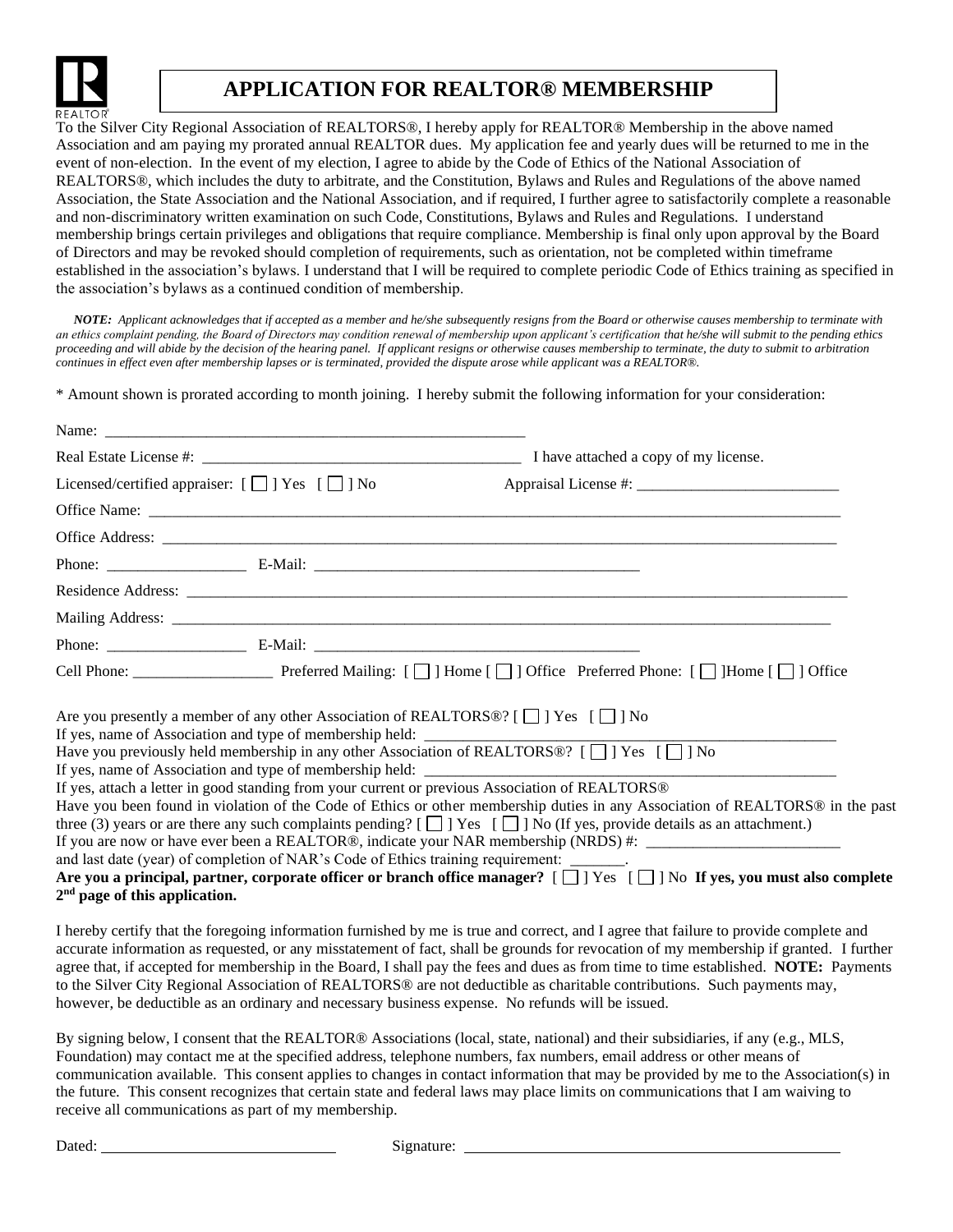# APPLICATION FOR REALTOR® MEMBERSHIP

To the Silver City Regional Association of REALTORS®, I hereby apply for REALTOR® Membership in the above named Association and am paying my prorated annual REALTOR dues. My application fee and yearly dues will be returned to me in the event of non-election. In the event of my election, I agree to abide by the Code of Ethics of the National Association of REALTORS®, which includes the duty to arbitrate, and the Constitution, Bylaws and Rules and Regulations of the above named Association, the State Association and the National Association, and if required, I further agree to satisfactorily complete a reasonable and non-discriminatory written examination on such Code, Constitutions, Bylaws and Rules and Regulations. I understand membership brings certain privileges and obligations that require compliance. Membership is final only upon approval by the Board of Directors and may be revoked should completion of requirements, such as orientation, not be completed within timeframe established in the association's bylaws. I understand that I will be required to complete periodic Code of Ethics training as specified in the association's bylaws as a continued condition of membership.

***NOTE:*** *Applicant acknowledges that if accepted as a member and he/she subsequently resigns from the Board or otherwise causes membership to terminate with an ethics complaint pending, the Board of Directors may condition renewal of membership upon applicant's certification that he/she will submit to the pending ethics proceeding and will abide by the decision of the hearing panel. If applicant resigns or otherwise causes membership to terminate, the duty to submit to arbitration continues in effect even after membership lapses or is terminated, provided the dispute arose while applicant was a REALTOR®.*

* Amount shown is prorated according to month joining. I hereby submit the following information for your consideration:

Name: ______________________________________________________

Real Estate License #: ________________________________________ I have attached a copy of my license.

Licensed/certified appraiser: [ ☐ ] Yes [ ☐ ] No Appraisal License #: _________________________

Office Name: ______________________________________________________________________________________

Office Address: ____________________________________________________________________________________

Phone: _________________ E-Mail: __________________________________________

Residence Address: _________________________________________________________________________________

Mailing Address: ___________________________________________________________________________________

Phone: _________________ E-Mail: __________________________________________

Cell Phone: __________________ Preferred Mailing: [ ☐ ] Home [ ☐ ] Office Preferred Phone: [ ☐ ]Home [ ☐ ] Office

Are you presently a member of any other Association of REALTORS®? [ ☐ ] Yes [ ☐ ] No
If yes, name of Association and type of membership held: ______________________________________________
Have you previously held membership in any other Association of REALTORS®? [ ☐ ] Yes [ ☐ ] No
If yes, name of Association and type of membership held: ______________________________________________
If yes, attach a letter in good standing from your current or previous Association of REALTORS®
Have you been found in violation of the Code of Ethics or other membership duties in any Association of REALTORS® in the past three (3) years or are there any such complaints pending? [ ☐ ] Yes [ ☐ ] No (If yes, provide details as an attachment.)
If you are now or have ever been a REALTOR®, indicate your NAR membership (NRDS) #: _________________________
and last date (year) of completion of NAR's Code of Ethics training requirement: _______.
**Are you a principal, partner, corporate officer or branch office manager?** [ ☐ ] Yes [ ☐ ] No **If yes, you must also complete 2nd page of this application.**

I hereby certify that the foregoing information furnished by me is true and correct, and I agree that failure to provide complete and accurate information as requested, or any misstatement of fact, shall be grounds for revocation of my membership if granted. I further agree that, if accepted for membership in the Board, I shall pay the fees and dues as from time to time established. **NOTE:** Payments to the Silver City Regional Association of REALTORS® are not deductible as charitable contributions. Such payments may, however, be deductible as an ordinary and necessary business expense. No refunds will be issued.

By signing below, I consent that the REALTOR® Associations (local, state, national) and their subsidiaries, if any (e.g., MLS, Foundation) may contact me at the specified address, telephone numbers, fax numbers, email address or other means of communication available. This consent applies to changes in contact information that may be provided by me to the Association(s) in the future. This consent recognizes that certain state and federal laws may place limits on communications that I am waiving to receive all communications as part of my membership.

Dated: ______________________________ Signature: __________________________________________________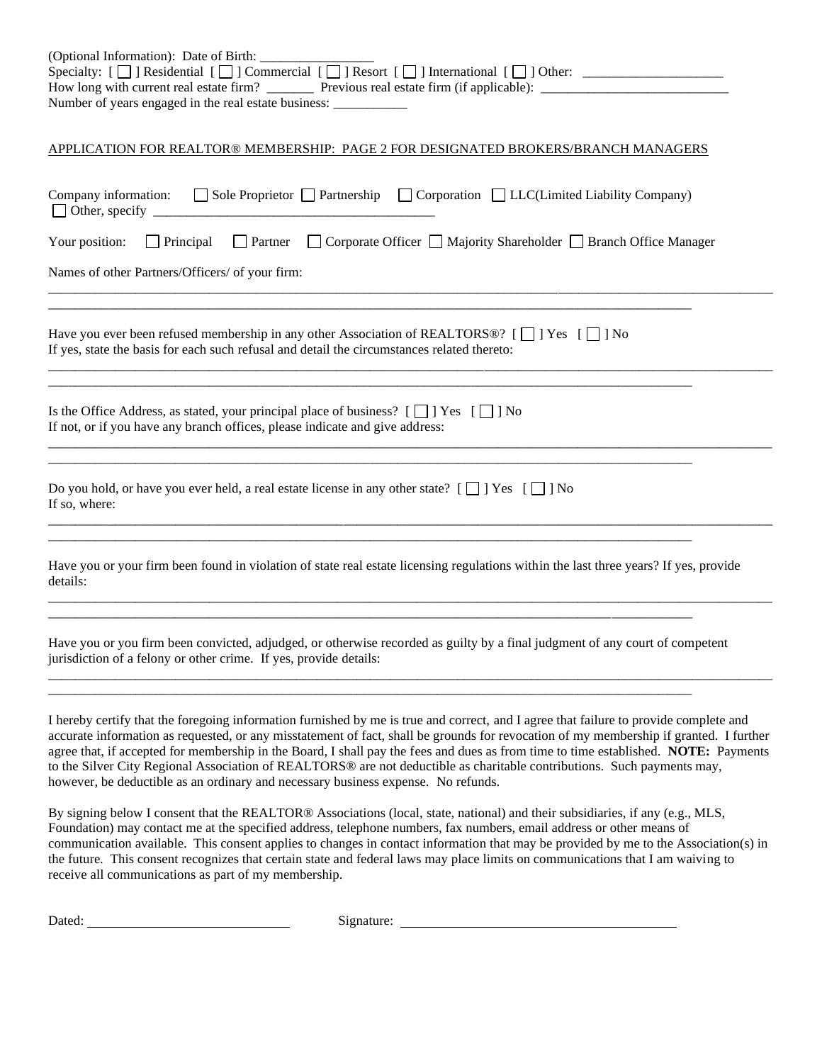(Optional Information): Date of Birth: _________________

Specialty: [ ☐ ] Residential [ ☐ ] Commercial [ ☐ ] Resort [ ☐ ] International [ ☐ ] Other: _____________________

How long with current real estate firm? _______ Previous real estate firm (if applicable): ____________________________

Number of years engaged in the real estate business: ___________

APPLICATION FOR REALTOR® MEMBERSHIP: PAGE 2 FOR DESIGNATED BROKERS/BRANCH MANAGERS

Company information: ☐ Sole Proprietor ☐ Partnership ☐ Corporation ☐ LLC(Limited Liability Company) ☐ Other, specify _________________________________________

Your position: ☐ Principal ☐ Partner ☐ Corporate Officer ☐ Majority Shareholder ☐ Branch Office Manager

Names of other Partners/Officers/ of your firm:

_______________________________________________________________________________________________

_______________________________________________________________________________________________

Have you ever been refused membership in any other Association of REALTORS®? [ ☐ ] Yes [ ☐ ] No

If yes, state the basis for each such refusal and detail the circumstances related thereto:

_______________________________________________________________________________________________

_______________________________________________________________________________________________

Is the Office Address, as stated, your principal place of business? [ ☐ ] Yes [ ☐ ] No

If not, or if you have any branch offices, please indicate and give address:

_______________________________________________________________________________________________

_______________________________________________________________________________________________

Do you hold, or have you ever held, a real estate license in any other state? [ ☐ ] Yes [ ☐ ] No

If so, where:

_______________________________________________________________________________________________

_______________________________________________________________________________________________

Have you or your firm been found in violation of state real estate licensing regulations within the last three years? If yes, provide details:

_______________________________________________________________________________________________

_______________________________________________________________________________________________

Have you or you firm been convicted, adjudged, or otherwise recorded as guilty by a final judgment of any court of competent jurisdiction of a felony or other crime. If yes, provide details:

_______________________________________________________________________________________________

_______________________________________________________________________________________________

I hereby certify that the foregoing information furnished by me is true and correct, and I agree that failure to provide complete and accurate information as requested, or any misstatement of fact, shall be grounds for revocation of my membership if granted. I further agree that, if accepted for membership in the Board, I shall pay the fees and dues as from time to time established. **NOTE:** Payments to the Silver City Regional Association of REALTORS® are not deductible as charitable contributions. Such payments may, however, be deductible as an ordinary and necessary business expense. No refunds.

By signing below I consent that the REALTOR® Associations (local, state, national) and their subsidiaries, if any (e.g., MLS, Foundation) may contact me at the specified address, telephone numbers, fax numbers, email address or other means of communication available. This consent applies to changes in contact information that may be provided by me to the Association(s) in the future. This consent recognizes that certain state and federal laws may place limits on communications that I am waiving to receive all communications as part of my membership.

Dated: ______________________________ Signature: _________________________________________